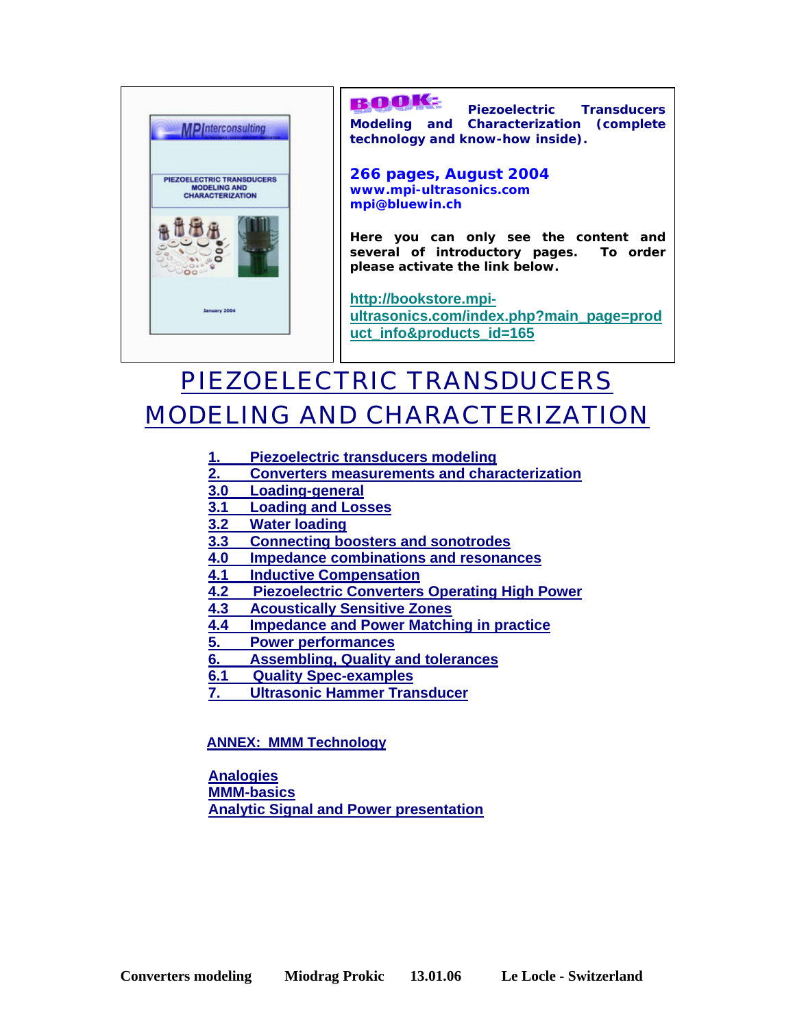**BOOK:** **Piezoelectric Transducers Modeling and Characterization (complete technology and know-how inside).**

**266 pages, August 2004**
**www.mpi-ultrasonics.com**
**mpi@bluewin.ch**

**Here you can only see the content and several of introductory pages. To order please activate the link below.**

**http://bookstore.mpi-ultrasonics.com/index.php?main_page=product_info&products_id=165**

# PIEZOELECTRIC TRANSDUCERS MODELING AND CHARACTERIZATION

- **1. Piezoelectric transducers modeling**
- **2. Converters measurements and characterization**
- **3.0 Loading-general**
- **3.1 Loading and Losses**
- **3.2 Water loading**
- **3.3 Connecting boosters and sonotrodes**
- **4.0 Impedance combinations and resonances**
- **4.1 Inductive Compensation**
- **4.2 Piezoelectric Converters Operating High Power**
- **4.3 Acoustically Sensitive Zones**
- **4.4 Impedance and Power Matching in practice**
- **5. Power performances**
- **6. Assembling, Quality and tolerances**
- **6.1 Quality Spec-examples**
- **7. Ultrasonic Hammer Transducer**

**ANNEX: MMM Technology**

- **Analogies**
- **MMM-basics**
- **Analytic Signal and Power presentation**

**Converters modeling Miodrag Prokic 13.01.06 Le Locle - Switzerland**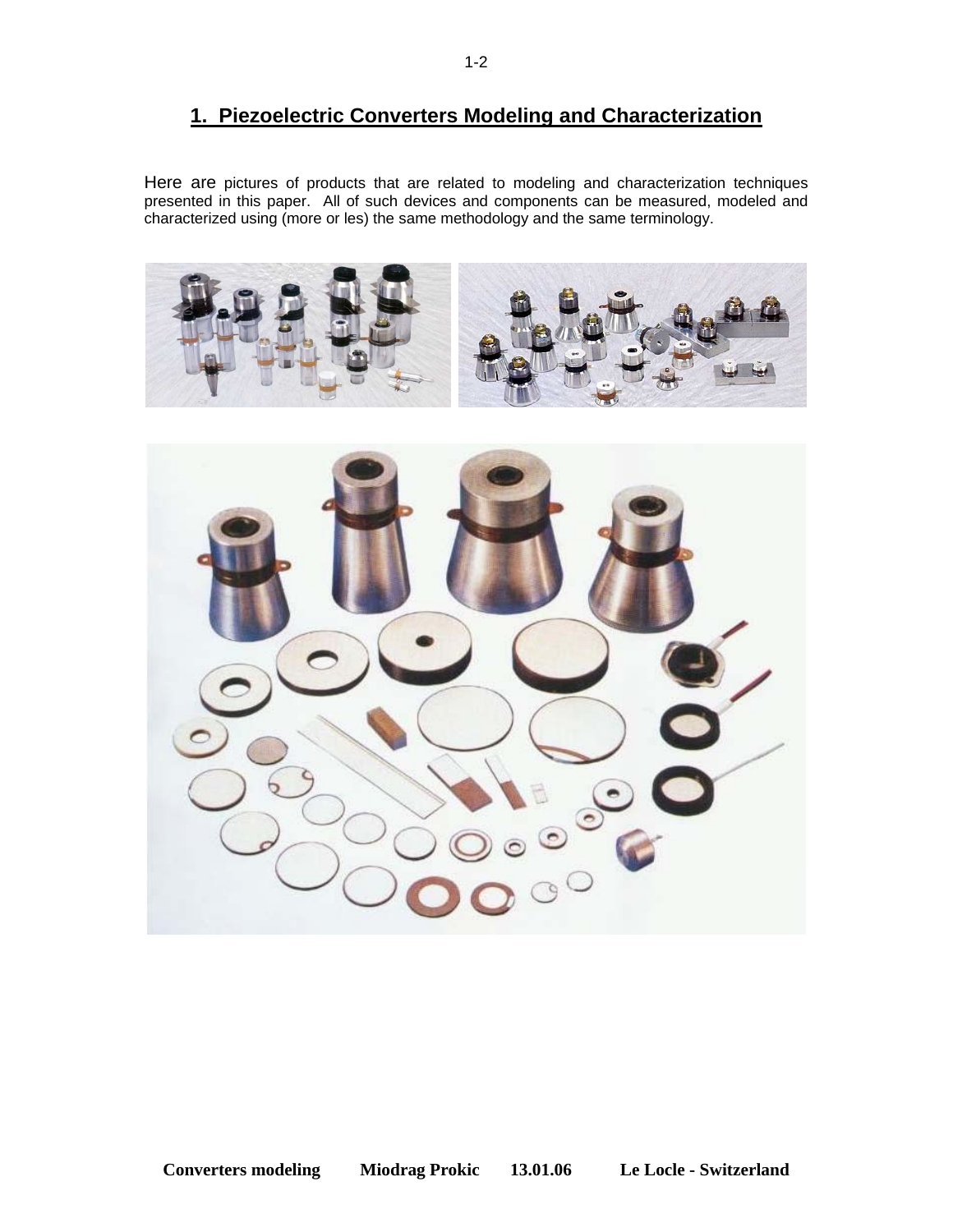# 1. Piezoelectric Converters Modeling and Characterization

Here are pictures of products that are related to modeling and characterization techniques presented in this paper. All of such devices and components can be measured, modeled and characterized using (more or les) the same methodology and the same terminology.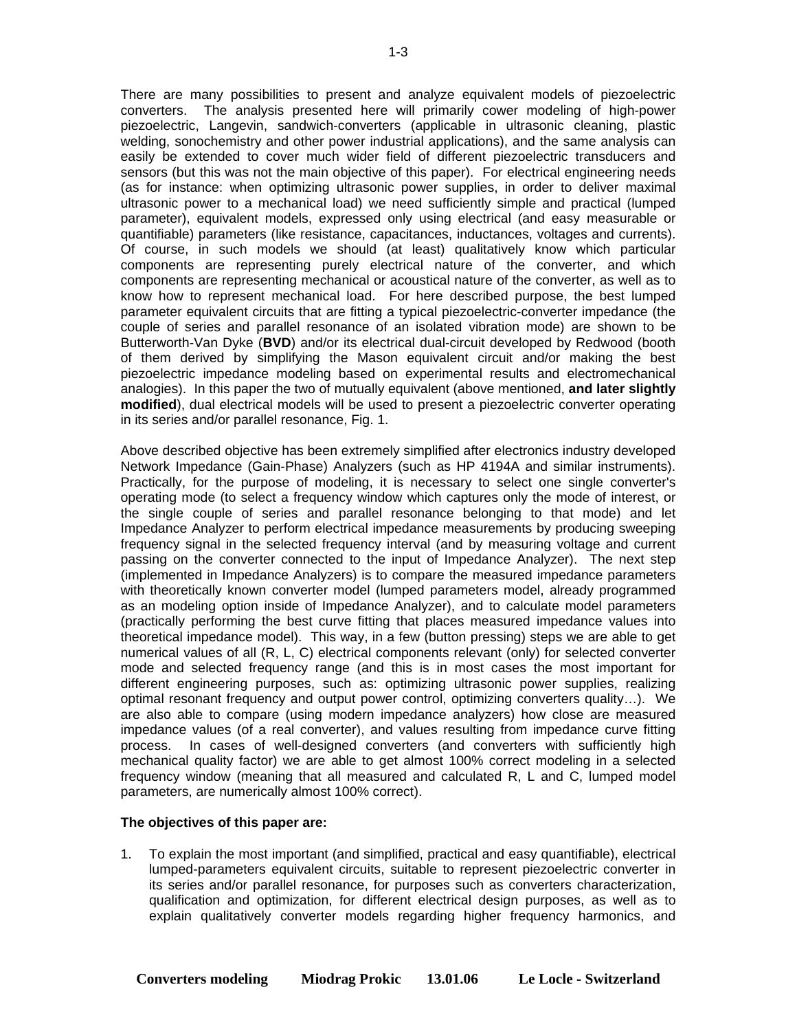There are many possibilities to present and analyze equivalent models of piezoelectric converters. The analysis presented here will primarily cower modeling of high-power piezoelectric, Langevin, sandwich-converters (applicable in ultrasonic cleaning, plastic welding, sonochemistry and other power industrial applications), and the same analysis can easily be extended to cover much wider field of different piezoelectric transducers and sensors (but this was not the main objective of this paper). For electrical engineering needs (as for instance: when optimizing ultrasonic power supplies, in order to deliver maximal ultrasonic power to a mechanical load) we need sufficiently simple and practical (lumped parameter), equivalent models, expressed only using electrical (and easy measurable or quantifiable) parameters (like resistance, capacitances, inductances, voltages and currents). Of course, in such models we should (at least) qualitatively know which particular components are representing purely electrical nature of the converter, and which components are representing mechanical or acoustical nature of the converter, as well as to know how to represent mechanical load. For here described purpose, the best lumped parameter equivalent circuits that are fitting a typical piezoelectric-converter impedance (the couple of series and parallel resonance of an isolated vibration mode) are shown to be Butterworth-Van Dyke (**BVD**) and/or its electrical dual-circuit developed by Redwood (booth of them derived by simplifying the Mason equivalent circuit and/or making the best piezoelectric impedance modeling based on experimental results and electromechanical analogies). In this paper the two of mutually equivalent (above mentioned, **and later slightly modified**), dual electrical models will be used to present a piezoelectric converter operating in its series and/or parallel resonance, Fig. 1.

Above described objective has been extremely simplified after electronics industry developed Network Impedance (Gain-Phase) Analyzers (such as HP 4194A and similar instruments). Practically, for the purpose of modeling, it is necessary to select one single converter's operating mode (to select a frequency window which captures only the mode of interest, or the single couple of series and parallel resonance belonging to that mode) and let Impedance Analyzer to perform electrical impedance measurements by producing sweeping frequency signal in the selected frequency interval (and by measuring voltage and current passing on the converter connected to the input of Impedance Analyzer). The next step (implemented in Impedance Analyzers) is to compare the measured impedance parameters with theoretically known converter model (lumped parameters model, already programmed as an modeling option inside of Impedance Analyzer), and to calculate model parameters (practically performing the best curve fitting that places measured impedance values into theoretical impedance model). This way, in a few (button pressing) steps we are able to get numerical values of all (R, L, C) electrical components relevant (only) for selected converter mode and selected frequency range (and this is in most cases the most important for different engineering purposes, such as: optimizing ultrasonic power supplies, realizing optimal resonant frequency and output power control, optimizing converters quality…). We are also able to compare (using modern impedance analyzers) how close are measured impedance values (of a real converter), and values resulting from impedance curve fitting process. In cases of well-designed converters (and converters with sufficiently high mechanical quality factor) we are able to get almost 100% correct modeling in a selected frequency window (meaning that all measured and calculated R, L and C, lumped model parameters, are numerically almost 100% correct).

**The objectives of this paper are:**

1. To explain the most important (and simplified, practical and easy quantifiable), electrical lumped-parameters equivalent circuits, suitable to represent piezoelectric converter in its series and/or parallel resonance, for purposes such as converters characterization, qualification and optimization, for different electrical design purposes, as well as to explain qualitatively converter models regarding higher frequency harmonics, and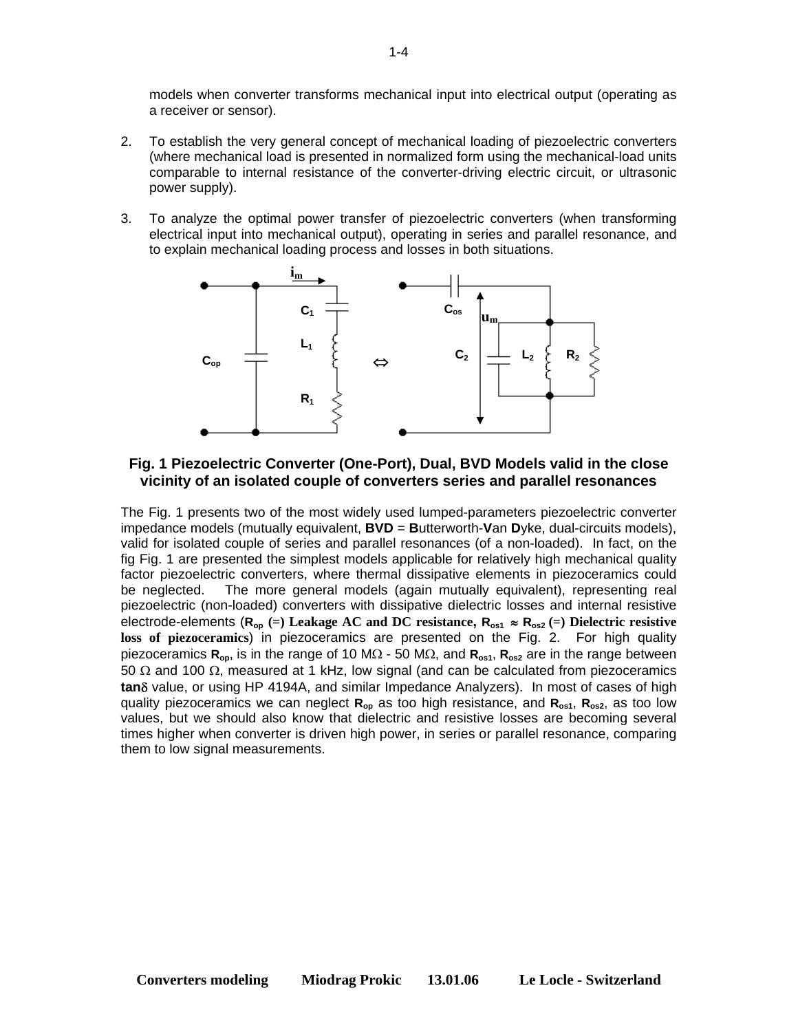models when converter transforms mechanical input into electrical output (operating as a receiver or sensor).

2. To establish the very general concept of mechanical loading of piezoelectric converters (where mechanical load is presented in normalized form using the mechanical-load units comparable to internal resistance of the converter-driving electric circuit, or ultrasonic power supply).

3. To analyze the optimal power transfer of piezoelectric converters (when transforming electrical input into mechanical output), operating in series and parallel resonance, and to explain mechanical loading process and losses in both situations.

**Fig. 1 Piezoelectric Converter (One-Port), Dual, BVD Models valid in the close vicinity of an isolated couple of converters series and parallel resonances**

The Fig. 1 presents two of the most widely used lumped-parameters piezoelectric converter impedance models (mutually equivalent, **BVD** = **B**utterworth-**V**an **D**yke, dual-circuits models), valid for isolated couple of series and parallel resonances (of a non-loaded). In fact, on the fig Fig. 1 are presented the simplest models applicable for relatively high mechanical quality factor piezoelectric converters, where thermal dissipative elements in piezoceramics could be neglected. The more general models (again mutually equivalent), representing real piezoelectric (non-loaded) converters with dissipative dielectric losses and internal resistive electrode-elements (**$R_{op}$ (=) Leakage AC and DC resistance, $R_{os1} \approx R_{os2}$ (=) Dielectric resistive loss of piezoceramics**) in piezoceramics are presented on the Fig. 2. For high quality piezoceramics **$R_{op}$**, is in the range of 10 MΩ - 50 MΩ, and **$R_{os1}$**, **$R_{os2}$** are in the range between 50 Ω and 100 Ω, measured at 1 kHz, low signal (and can be calculated from piezoceramics **tan$\delta$** value, or using HP 4194A, and similar Impedance Analyzers). In most of cases of high quality piezoceramics we can neglect **$R_{op}$** as too high resistance, and **$R_{os1}$**, **$R_{os2}$**, as too low values, but we should also know that dielectric and resistive losses are becoming several times higher when converter is driven high power, in series or parallel resonance, comparing them to low signal measurements.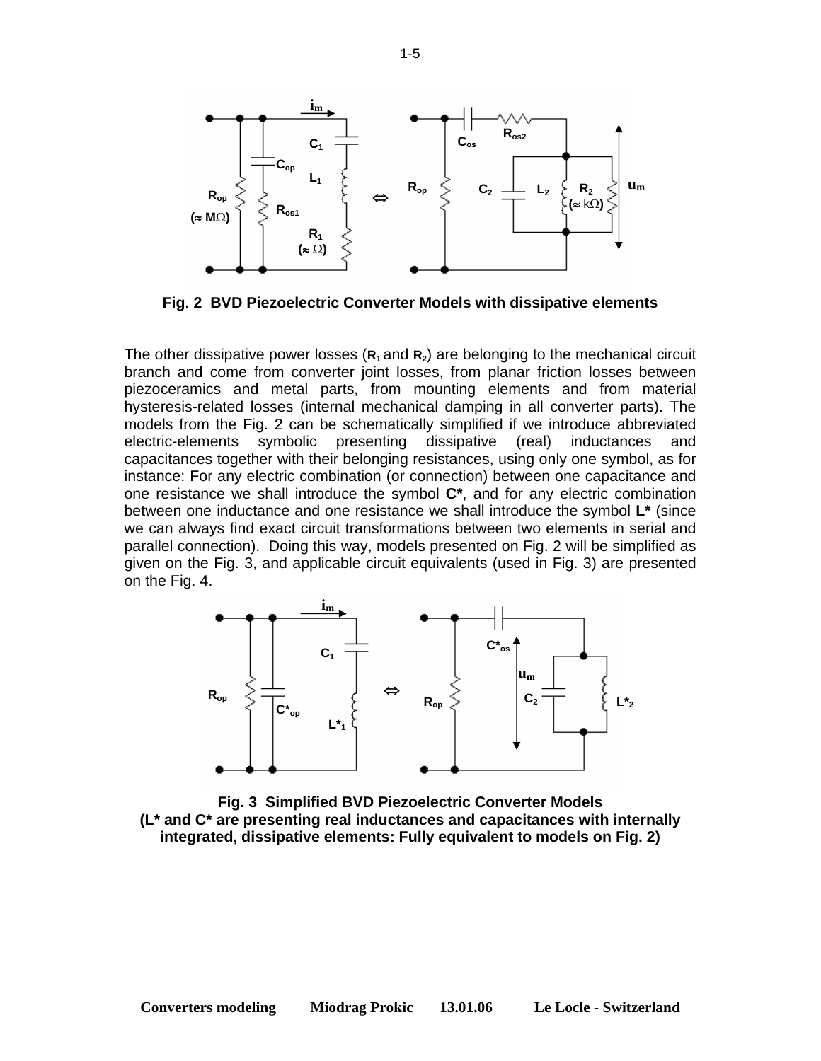**Fig. 2 BVD Piezoelectric Converter Models with dissipative elements**

The other dissipative power losses ($R_1$ and $R_2$) are belonging to the mechanical circuit branch and come from converter joint losses, from planar friction losses between piezoceramics and metal parts, from mounting elements and from material hysteresis-related losses (internal mechanical damping in all converter parts). The models from the Fig. 2 can be schematically simplified if we introduce abbreviated electric-elements symbolic presenting dissipative (real) inductances and capacitances together with their belonging resistances, using only one symbol, as for instance: For any electric combination (or connection) between one capacitance and one resistance we shall introduce the symbol **C***, and for any electric combination between one inductance and one resistance we shall introduce the symbol **L*** (since we can always find exact circuit transformations between two elements in serial and parallel connection). Doing this way, models presented on Fig. 2 will be simplified as given on the Fig. 3, and applicable circuit equivalents (used in Fig. 3) are presented on the Fig. 4.

**Fig. 3 Simplified BVD Piezoelectric Converter Models**
**(L* and C* are presenting real inductances and capacitances with internally integrated, dissipative elements: Fully equivalent to models on Fig. 2)**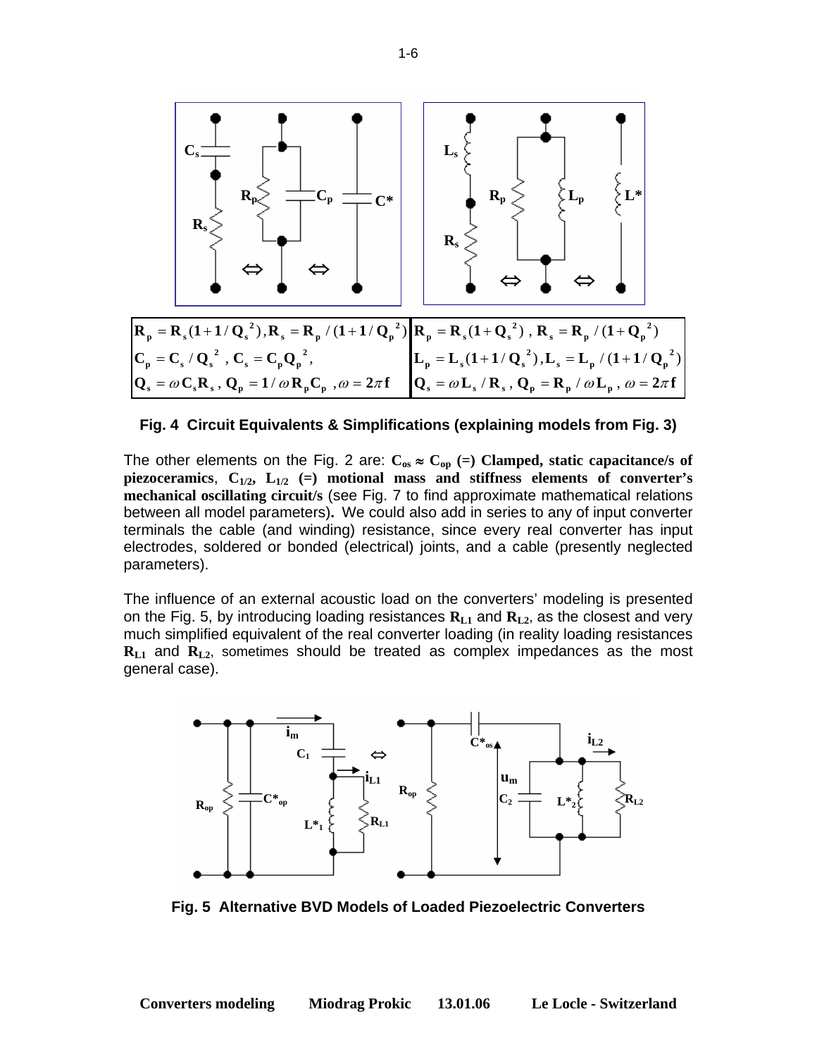$$\mathbf{R_p = R_s(1+1/Q_s^2), R_s = R_p/(1+1/Q_p^2)}$$
$$\mathbf{C_p = C_s/Q_s^2\ ,\ C_s = C_pQ_p^2,}$$
$$\mathbf{Q_s = \omega C_s R_s\ ,\ Q_p = 1/\omega R_p C_p\ ,\omega = 2\pi f}$$

$$\mathbf{R_p = R_s(1+Q_s^2)\ ,\ R_s = R_p/(1+Q_p^2)}$$
$$\mathbf{L_p = L_s(1+1/Q_s^2), L_s = L_p/(1+1/Q_p^2)}$$
$$\mathbf{Q_s = \omega L_s/R_s\ ,\ Q_p = R_p/\omega L_p\ ,\ \omega = 2\pi f}$$

**Fig. 4 Circuit Equivalents & Simplifications (explaining models from Fig. 3)**

The other elements on the Fig. 2 are: $\mathbf{C_{os} \approx C_{op}}$ **(=) Clamped, static capacitance/s of piezoceramics**, $\mathbf{C_{1/2}}$, $\mathbf{L_{1/2}}$ **(=) motional mass and stiffness elements of converter's mechanical oscillating circuit/s** (see Fig. 7 to find approximate mathematical relations between all model parameters)**.** We could also add in series to any of input converter terminals the cable (and winding) resistance, since every real converter has input electrodes, soldered or bonded (electrical) joints, and a cable (presently neglected parameters).

The influence of an external acoustic load on the converters' modeling is presented on the Fig. 5, by introducing loading resistances $\mathbf{R_{L1}}$ and $\mathbf{R_{L2}}$, as the closest and very much simplified equivalent of the real converter loading (in reality loading resistances $\mathbf{R_{L1}}$ and $\mathbf{R_{L2}}$, sometimes should be treated as complex impedances as the most general case).

**Fig. 5 Alternative BVD Models of Loaded Piezoelectric Converters**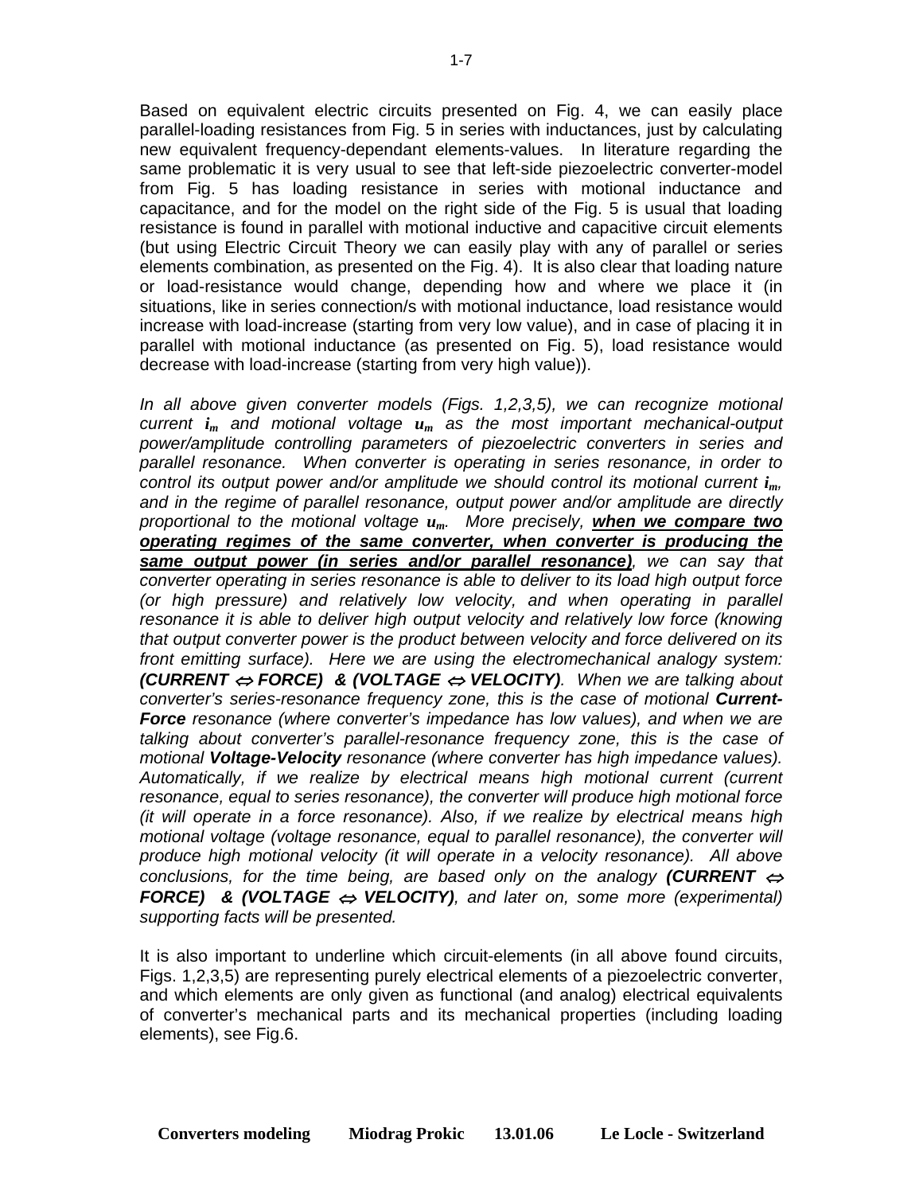Based on equivalent electric circuits presented on Fig. 4, we can easily place parallel-loading resistances from Fig. 5 in series with inductances, just by calculating new equivalent frequency-dependant elements-values. In literature regarding the same problematic it is very usual to see that left-side piezoelectric converter-model from Fig. 5 has loading resistance in series with motional inductance and capacitance, and for the model on the right side of the Fig. 5 is usual that loading resistance is found in parallel with motional inductive and capacitive circuit elements (but using Electric Circuit Theory we can easily play with any of parallel or series elements combination, as presented on the Fig. 4). It is also clear that loading nature or load-resistance would change, depending how and where we place it (in situations, like in series connection/s with motional inductance, load resistance would increase with load-increase (starting from very low value), and in case of placing it in parallel with motional inductance (as presented on Fig. 5), load resistance would decrease with load-increase (starting from very high value)).

*In all above given converter models (Figs. 1,2,3,5), we can recognize motional current $i_m$ and motional voltage $u_m$ as the most important mechanical-output power/amplitude controlling parameters of piezoelectric converters in series and parallel resonance. When converter is operating in series resonance, in order to control its output power and/or amplitude we should control its motional current $i_m$, and in the regime of parallel resonance, output power and/or amplitude are directly proportional to the motional voltage $u_m$. More precisely,* ***<u>when we compare two operating regimes of the same converter, when converter is producing the same output power (in series and/or parallel resonance)</u>****, we can say that converter operating in series resonance is able to deliver to its load high output force (or high pressure) and relatively low velocity, and when operating in parallel resonance it is able to deliver high output velocity and relatively low force (knowing that output converter power is the product between velocity and force delivered on its front emitting surface). Here we are using the electromechanical analogy system:* ***(CURRENT $\Leftrightarrow$ FORCE) & (VOLTAGE $\Leftrightarrow$ VELOCITY)****. When we are talking about converter's series-resonance frequency zone, this is the case of motional* ***Current-Force*** *resonance (where converter's impedance has low values), and when we are talking about converter's parallel-resonance frequency zone, this is the case of motional* ***Voltage-Velocity*** *resonance (where converter has high impedance values). Automatically, if we realize by electrical means high motional current (current resonance, equal to series resonance), the converter will produce high motional force (it will operate in a force resonance). Also, if we realize by electrical means high motional voltage (voltage resonance, equal to parallel resonance), the converter will produce high motional velocity (it will operate in a velocity resonance). All above conclusions, for the time being, are based only on the analogy* ***(CURRENT $\Leftrightarrow$ FORCE) & (VOLTAGE $\Leftrightarrow$ VELOCITY)****, and later on, some more (experimental) supporting facts will be presented.*

It is also important to underline which circuit-elements (in all above found circuits, Figs. 1,2,3,5) are representing purely electrical elements of a piezoelectric converter, and which elements are only given as functional (and analog) electrical equivalents of converter's mechanical parts and its mechanical properties (including loading elements), see Fig.6.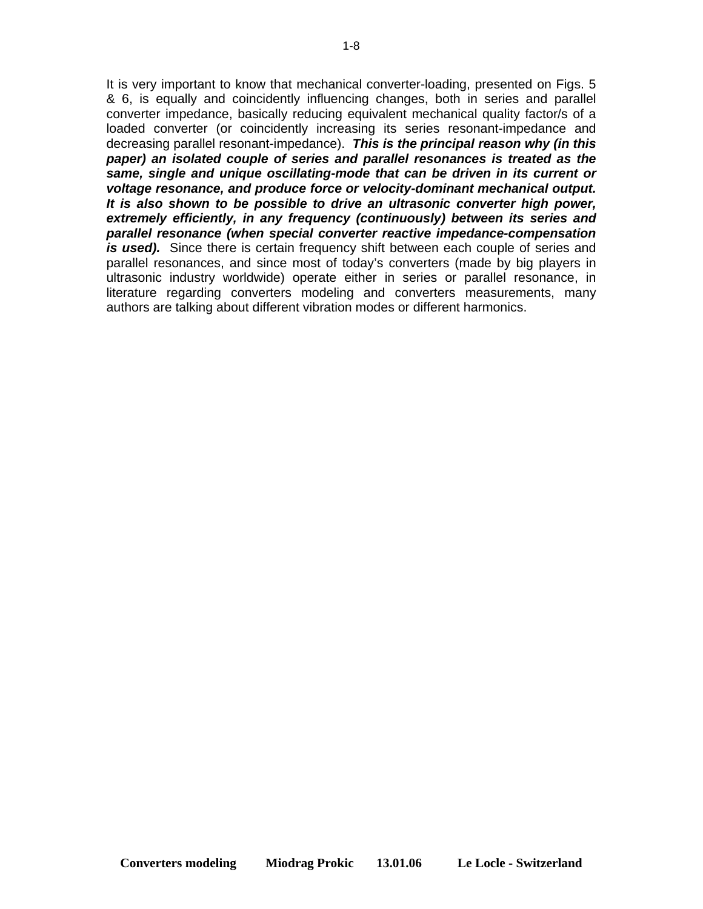It is very important to know that mechanical converter-loading, presented on Figs. 5 & 6, is equally and coincidently influencing changes, both in series and parallel converter impedance, basically reducing equivalent mechanical quality factor/s of a loaded converter (or coincidently increasing its series resonant-impedance and decreasing parallel resonant-impedance). ***This is the principal reason why (in this paper) an isolated couple of series and parallel resonances is treated as the same, single and unique oscillating-mode that can be driven in its current or voltage resonance, and produce force or velocity-dominant mechanical output. It is also shown to be possible to drive an ultrasonic converter high power, extremely efficiently, in any frequency (continuously) between its series and parallel resonance (when special converter reactive impedance-compensation is used).*** Since there is certain frequency shift between each couple of series and parallel resonances, and since most of today's converters (made by big players in ultrasonic industry worldwide) operate either in series or parallel resonance, in literature regarding converters modeling and converters measurements, many authors are talking about different vibration modes or different harmonics.